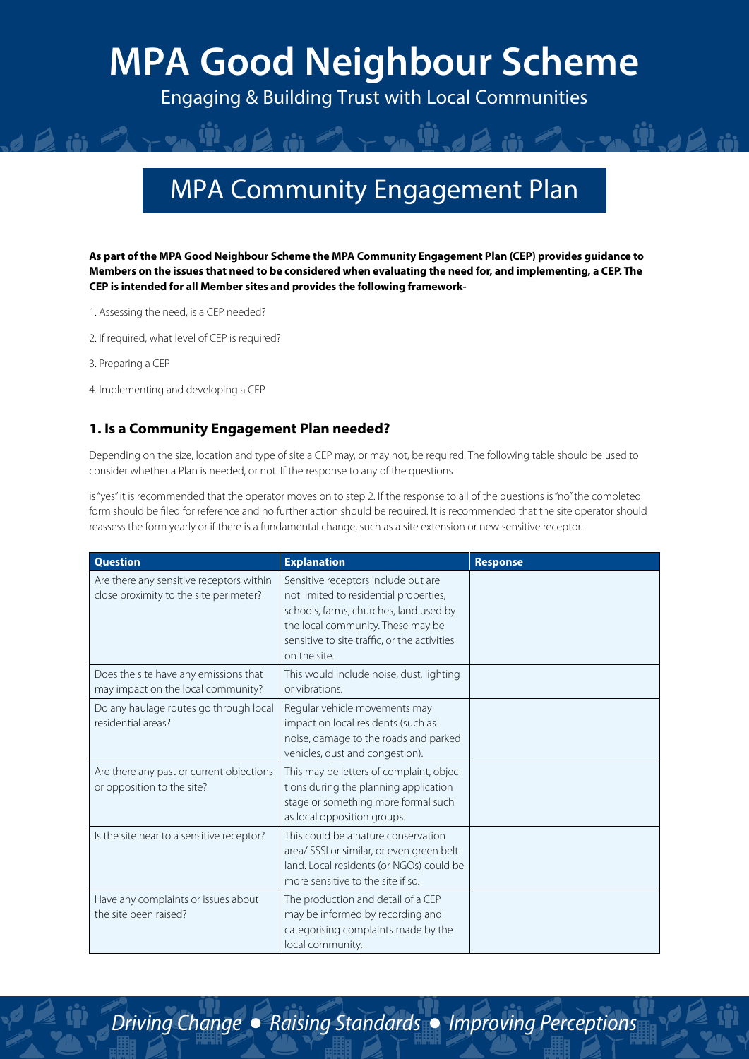# MPA Good Neighbour Scheme

Engaging & Building Trust with Local Communities

## MPA Community Engagement Plan

**As part of the MPA Good Neighbour Scheme the MPA Community Engagement Plan (CEP) provides guidance to Members on the issues that need to be considered when evaluating the need for, and implementing, a CEP. The CEP is intended for all Member sites and provides the following framework-**

1. Assessing the need, is a CEP needed?

2. If required, what level of CEP is required?

3. Preparing a CEP

4. Implementing and developing a CEP

### 1. Is a Community Engagement Plan needed?

Depending on the size, location and type of site a CEP may, or may not, be required. The following table should be used to consider whether a Plan is needed, or not. If the response to any of the questions

is "yes" it is recommended that the operator moves on to step 2. If the response to all of the questions is "no" the completed form should be filed for reference and no further action should be required. It is recommended that the site operator should reassess the form yearly or if there is a fundamental change, such as a site extension or new sensitive receptor.

| Question | Explanation | Response |
|---|---|---|
| Are there any sensitive receptors within close proximity to the site perimeter? | Sensitive receptors include but are not limited to residential properties, schools, farms, churches, land used by the local community. These may be sensitive to site traffic, or the activities on the site. | |
| Does the site have any emissions that may impact on the local community? | This would include noise, dust, lighting or vibrations. | |
| Do any haulage routes go through local residential areas? | Regular vehicle movements may impact on local residents (such as noise, damage to the roads and parked vehicles, dust and congestion). | |
| Are there any past or current objections or opposition to the site? | This may be letters of complaint, objections during the planning application stage or something more formal such as local opposition groups. | |
| Is the site near to a sensitive receptor? | This could be a nature conservation area/ SSSI or similar, or even green belt-land. Local residents (or NGOs) could be more sensitive to the site if so. | |
| Have any complaints or issues about the site been raised? | The production and detail of a CEP may be informed by recording and categorising complaints made by the local community. | |

*Driving Change • Raising Standards • Improving Perceptions*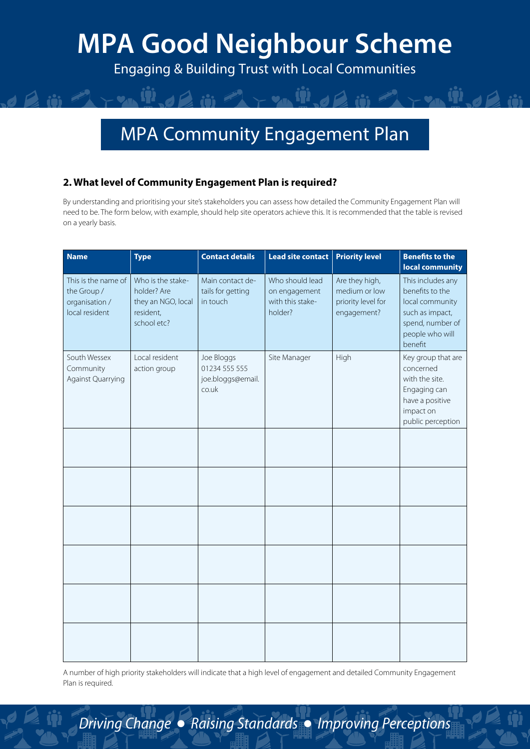# MPA Good Neighbour Scheme

Engaging & Building Trust with Local Communities

## MPA Community Engagement Plan

### 2. What level of Community Engagement Plan is required?

By understanding and prioritising your site's stakeholders you can assess how detailed the Community Engagement Plan will need to be. The form below, with example, should help site operators achieve this. It is recommended that the table is revised on a yearly basis.

| Name | Type | Contact details | Lead site contact | Priority level | Benefits to the local community |
|---|---|---|---|---|---|
| This is the name of the Group / organisation / local resident | Who is the stakeholder? Are they an NGO, local resident, school etc? | Main contact details for getting in touch | Who should lead on engagement with this stakeholder? | Are they high, medium or low priority level for engagement? | This includes any benefits to the local community such as impact, spend, number of people who will benefit |
| South Wessex Community Against Quarrying | Local resident action group | Joe Bloggs 01234 555 555 joe.bloggs@email.co.uk | Site Manager | High | Key group that are concerned with the site. Engaging can have a positive impact on public perception |
| | | | | | |
| | | | | | |
| | | | | | |
| | | | | | |
| | | | | | |
| | | | | | |

A number of high priority stakeholders will indicate that a high level of engagement and detailed Community Engagement Plan is required.

*Driving Change ● Raising Standards ● Improving Perceptions*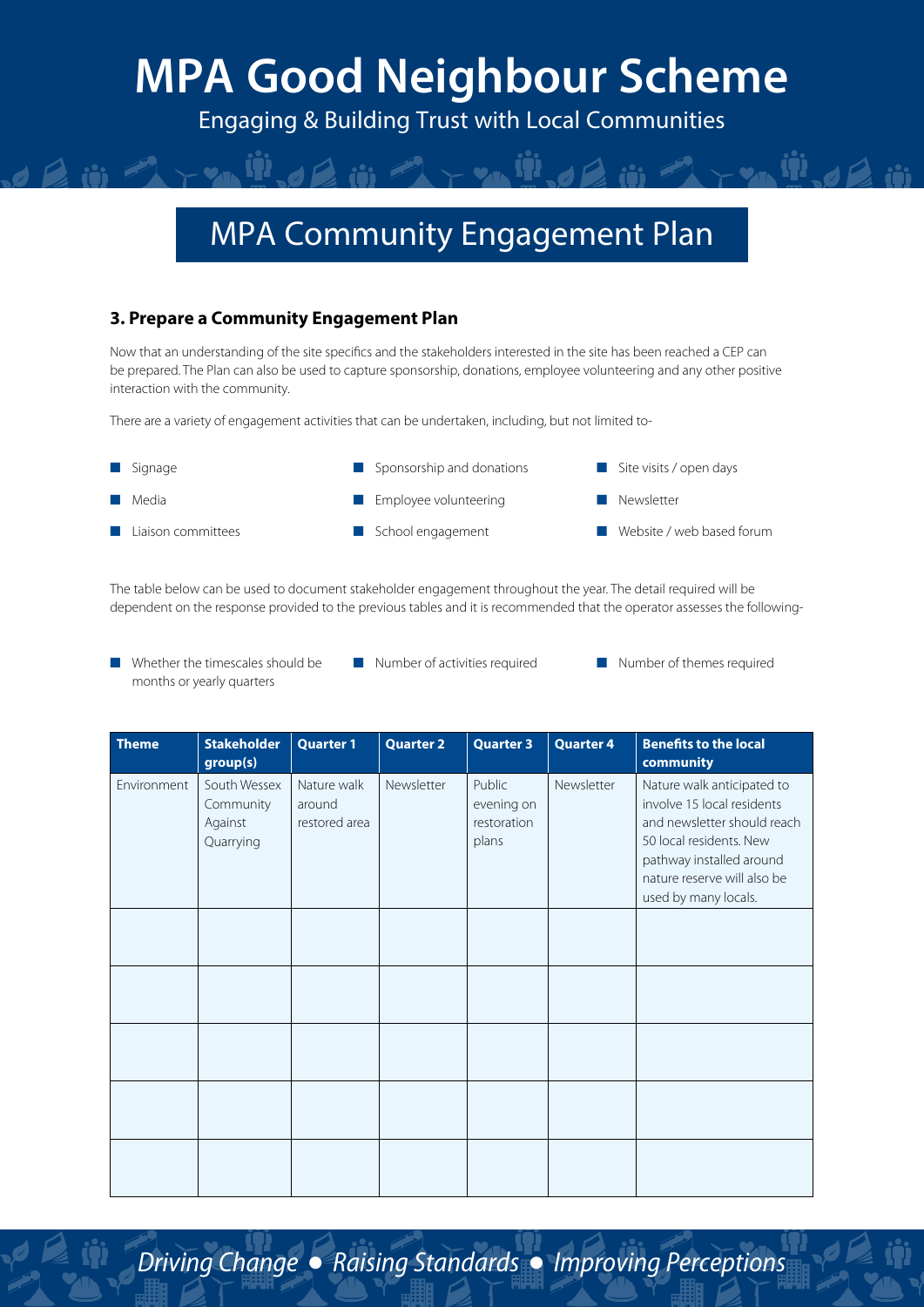# MPA Good Neighbour Scheme

Engaging & Building Trust with Local Communities

## MPA Community Engagement Plan

### 3. Prepare a Community Engagement Plan

Now that an understanding of the site specifics and the stakeholders interested in the site has been reached a CEP can be prepared. The Plan can also be used to capture sponsorship, donations, employee volunteering and any other positive interaction with the community.

There are a variety of engagement activities that can be undertaken, including, but not limited to-

- Signage
- Media
- Liaison committees
- Sponsorship and donations
- Employee volunteering
- School engagement
- Site visits / open days
- Newsletter
- Website / web based forum

The table below can be used to document stakeholder engagement throughout the year. The detail required will be dependent on the response provided to the previous tables and it is recommended that the operator assesses the following-

- Whether the timescales should be months or yearly quarters
- Number of activities required
- Number of themes required

| Theme | Stakeholder group(s) | Quarter 1 | Quarter 2 | Quarter 3 | Quarter 4 | Benefits to the local community |
|---|---|---|---|---|---|---|
| Environment | South Wessex Community Against Quarrying | Nature walk around restored area | Newsletter | Public evening on restoration plans | Newsletter | Nature walk anticipated to involve 15 local residents and newsletter should reach 50 local residents. New pathway installed around nature reserve will also be used by many locals. |
| | | | | | | |
| | | | | | | |
| | | | | | | |
| | | | | | | |
| | | | | | | |

*Driving Change ● Raising Standards ● Improving Perceptions*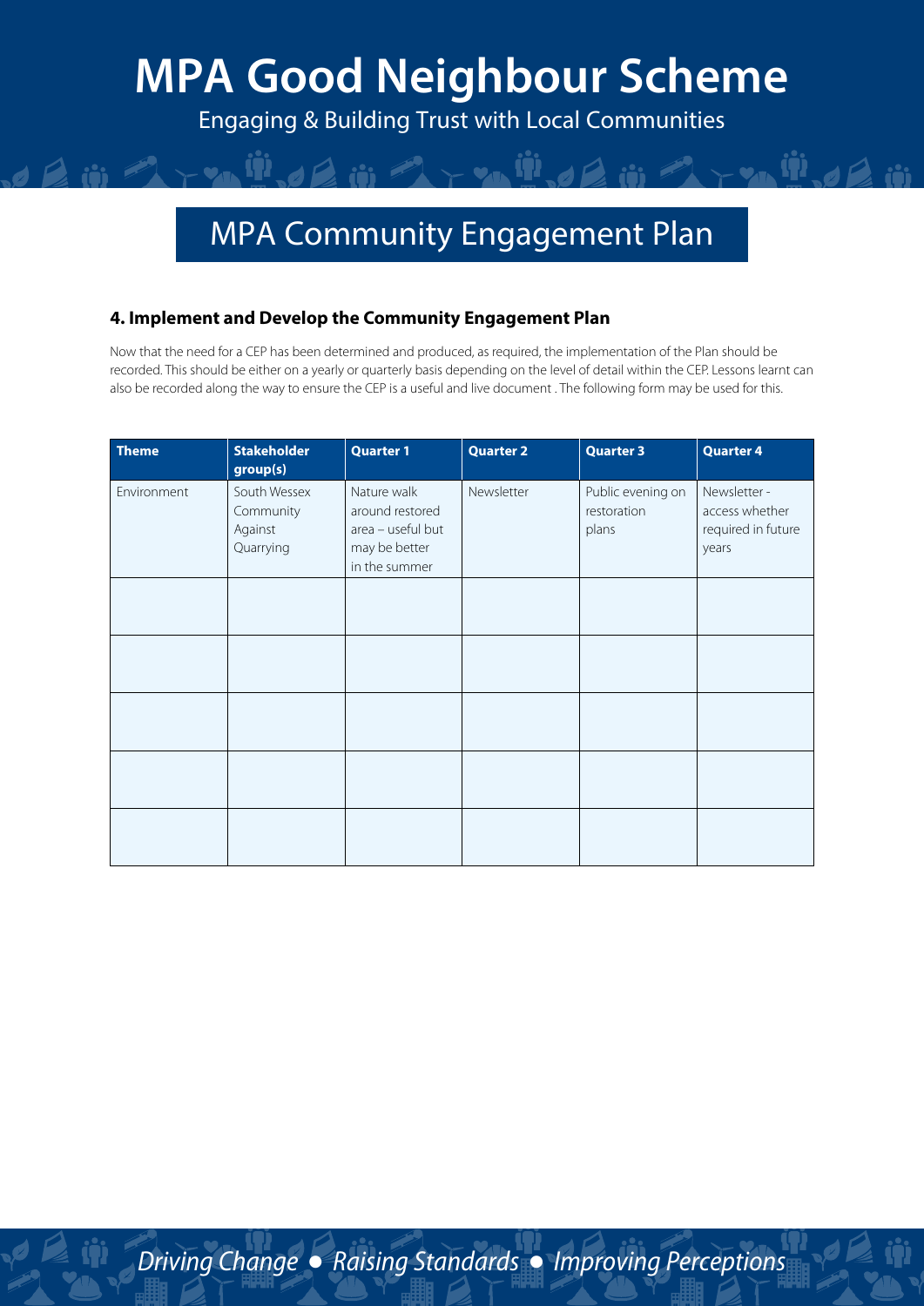# MPA Good Neighbour Scheme

Engaging & Building Trust with Local Communities

## MPA Community Engagement Plan

### 4. Implement and Develop the Community Engagement Plan

Now that the need for a CEP has been determined and produced, as required, the implementation of the Plan should be recorded. This should be either on a yearly or quarterly basis depending on the level of detail within the CEP. Lessons learnt can also be recorded along the way to ensure the CEP is a useful and live document . The following form may be used for this.

| Theme | Stakeholder group(s) | Quarter 1 | Quarter 2 | Quarter 3 | Quarter 4 |
|---|---|---|---|---|---|
| Environment | South Wessex Community Against Quarrying | Nature walk around restored area – useful but may be better in the summer | Newsletter | Public evening on restoration plans | Newsletter - access whether required in future years |
| | | | | | |
| | | | | | |
| | | | | | |
| | | | | | |
| | | | | | |

*Driving Change ● Raising Standards ● Improving Perceptions*